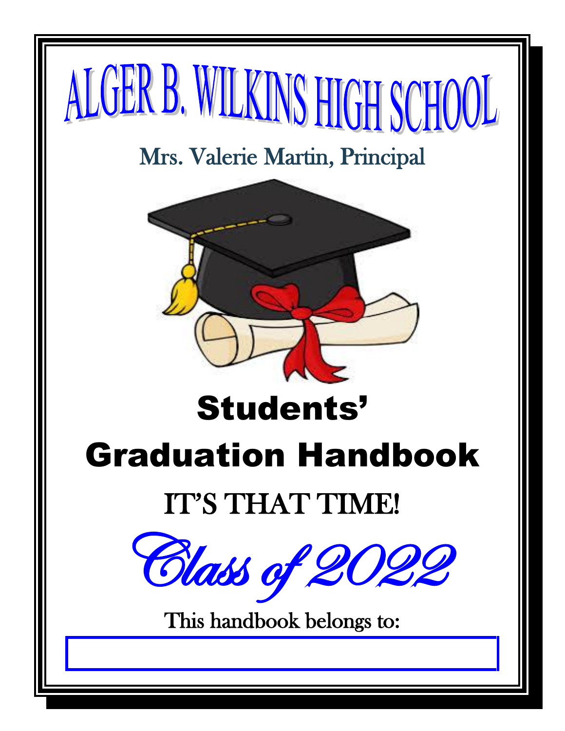# ALGER B. WILKINS HIGH SCHOOL

Mrs. Valerie Martin, Principal

## Students' Graduation Handbook

IT'S THAT TIME!

*Class of 2022*

This handbook belongs to: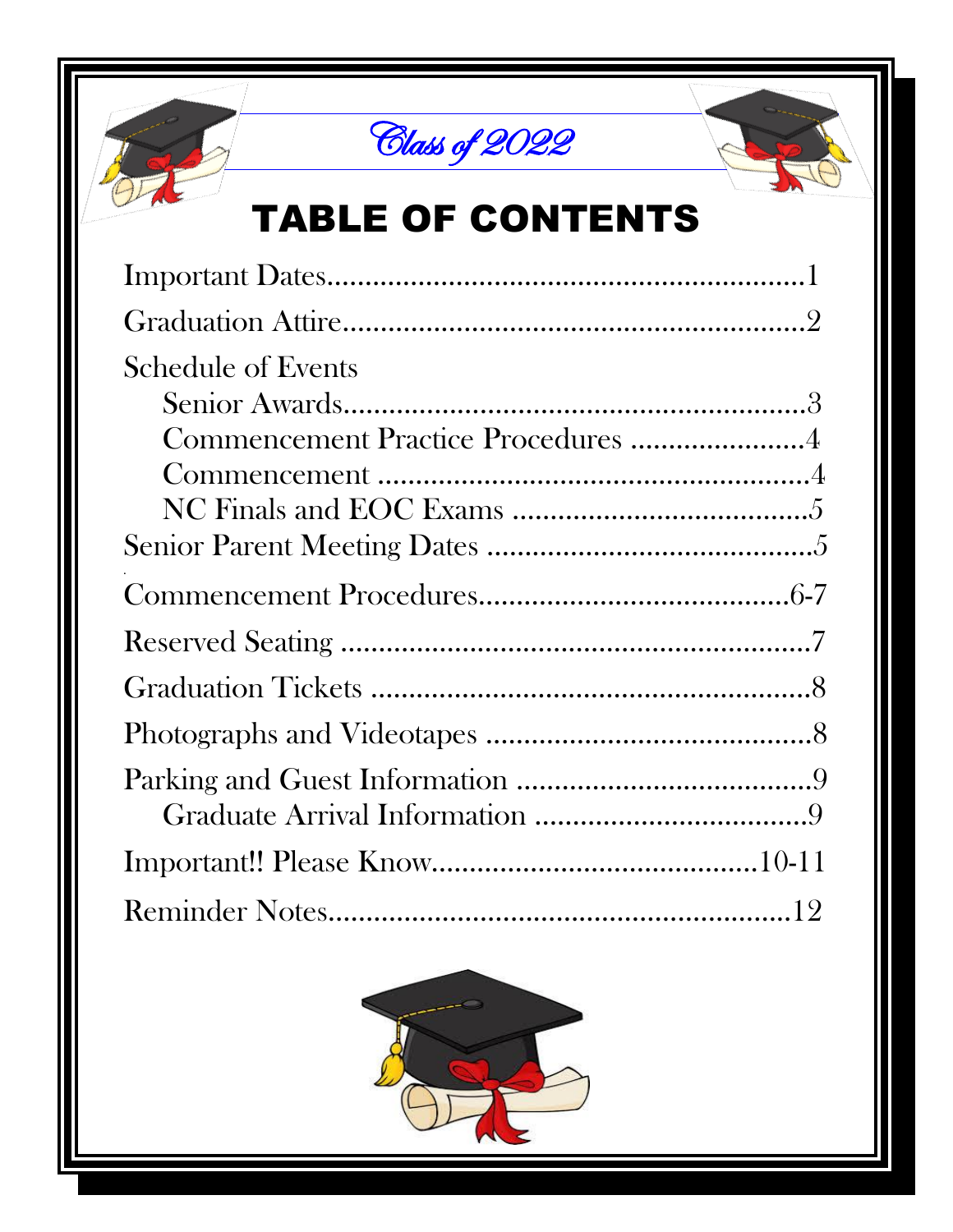*Class of 2022*

# TABLE OF CONTENTS

Important Dates....................................................................1

Graduation Attire....................................................................2

Schedule of Events

- Senior Awards....................................................................3
- Commencement Practice Procedures .......................4
- Commencement ..............................................................4
- NC Finals and EOC Exams .........................................5

Senior Parent Meeting Dates .............................................5

Commencement Procedures...........................................6-7

Reserved Seating .................................................................7

Graduation Tickets ...............................................................8

Photographs and Videotapes ............................................8

Parking and Guest Information .......................................9

- Graduate Arrival Information .....................................9

Important!! Please Know............................................10-11

Reminder Notes...................................................................12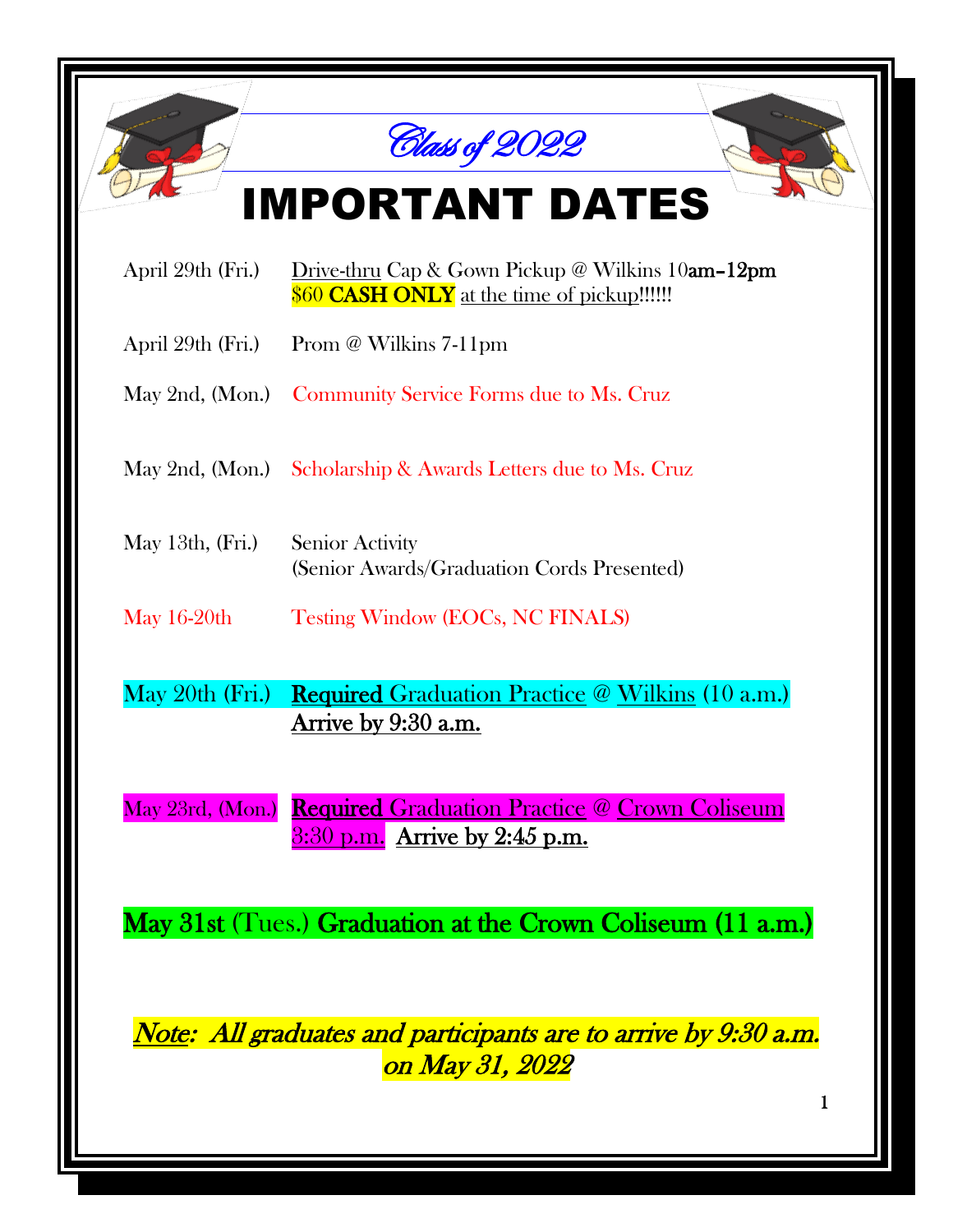*Class of 2022*

# IMPORTANT DATES

April 29th (Fri.) Drive-thru Cap & Gown Pickup @ Wilkins 10am–12pm
$60 **CASH ONLY** at the time of pickup!!!!!!

April 29th (Fri.) Prom @ Wilkins 7-11pm

May 2nd, (Mon.) Community Service Forms due to Ms. Cruz

May 2nd, (Mon.) Scholarship & Awards Letters due to Ms. Cruz

May 13th, (Fri.) Senior Activity
(Senior Awards/Graduation Cords Presented)

May 16-20th Testing Window (EOCs, NC FINALS)

May 20th (Fri.) **Required** Graduation Practice @ Wilkins (10 a.m.)
Arrive by 9:30 a.m.

May 23rd, (Mon.) **Required** Graduation Practice @ Crown Coliseum 3:30 p.m. Arrive by 2:45 p.m.

**May 31st** (Tues.) **Graduation at the Crown Coliseum (11 a.m.)**

*Note: All graduates and participants are to arrive by 9:30 a.m. on May 31, 2022*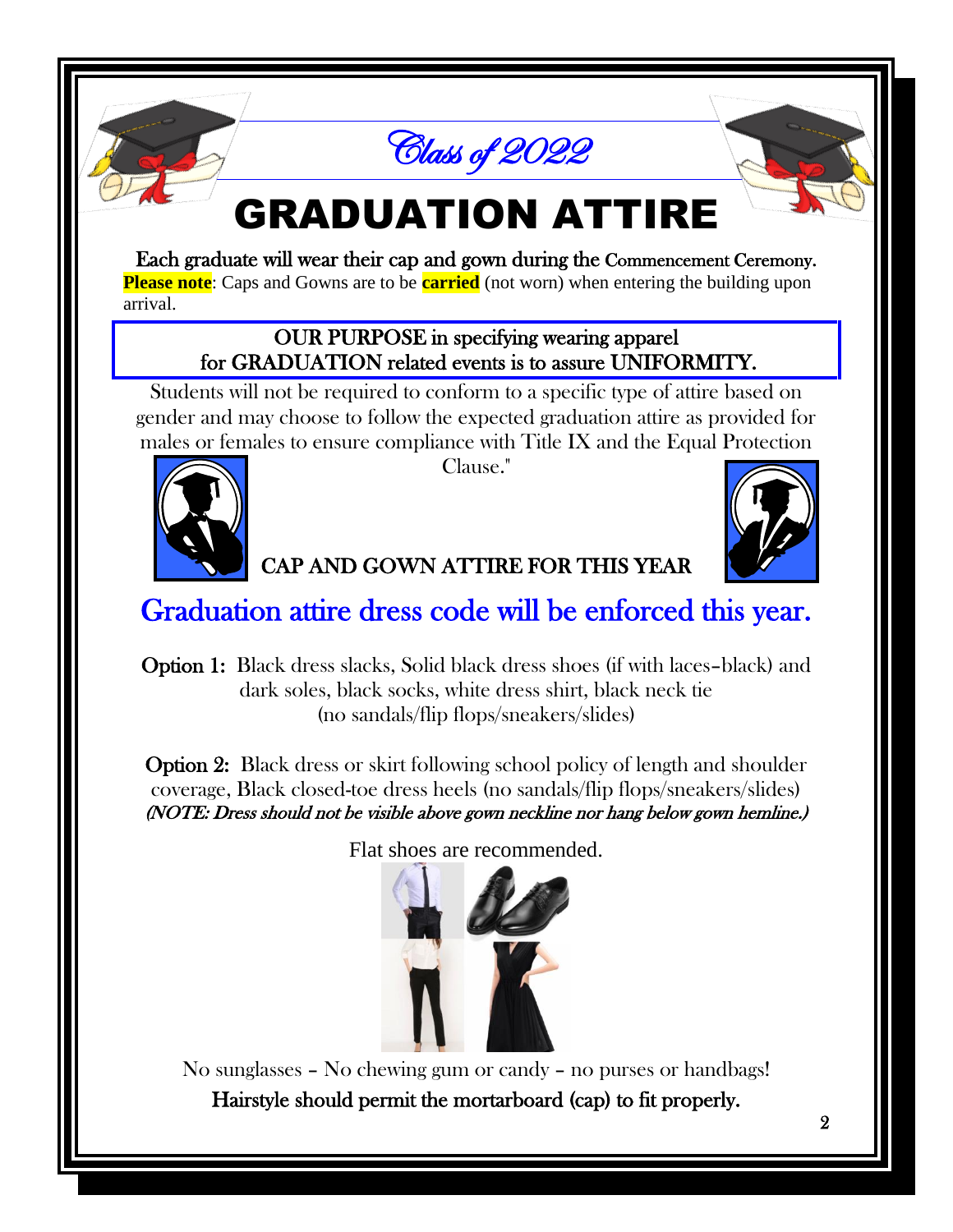# Class of 2022

# GRADUATION ATTIRE

Each graduate will wear their cap and gown during the Commencement Ceremony.
**Please note**: Caps and Gowns are to be **carried** (not worn) when entering the building upon arrival.

**OUR PURPOSE in specifying wearing apparel for GRADUATION related events is to assure UNIFORMITY.**

Students will not be required to conform to a specific type of attire based on gender and may choose to follow the expected graduation attire as provided for males or females to ensure compliance with Title IX and the Equal Protection Clause."

## CAP AND GOWN ATTIRE FOR THIS YEAR

## Graduation attire dress code will be enforced this year.

**Option 1:** Black dress slacks, Solid black dress shoes (if with laces–black) and dark soles, black socks, white dress shirt, black neck tie (no sandals/flip flops/sneakers/slides)

**Option 2:** Black dress or skirt following school policy of length and shoulder coverage, Black closed-toe dress heels (no sandals/flip flops/sneakers/slides)
***(NOTE: Dress should not be visible above gown neckline nor hang below gown hemline.)***

Flat shoes are recommended.

No sunglasses – No chewing gum or candy – no purses or handbags!

**Hairstyle should permit the mortarboard (cap) to fit properly.**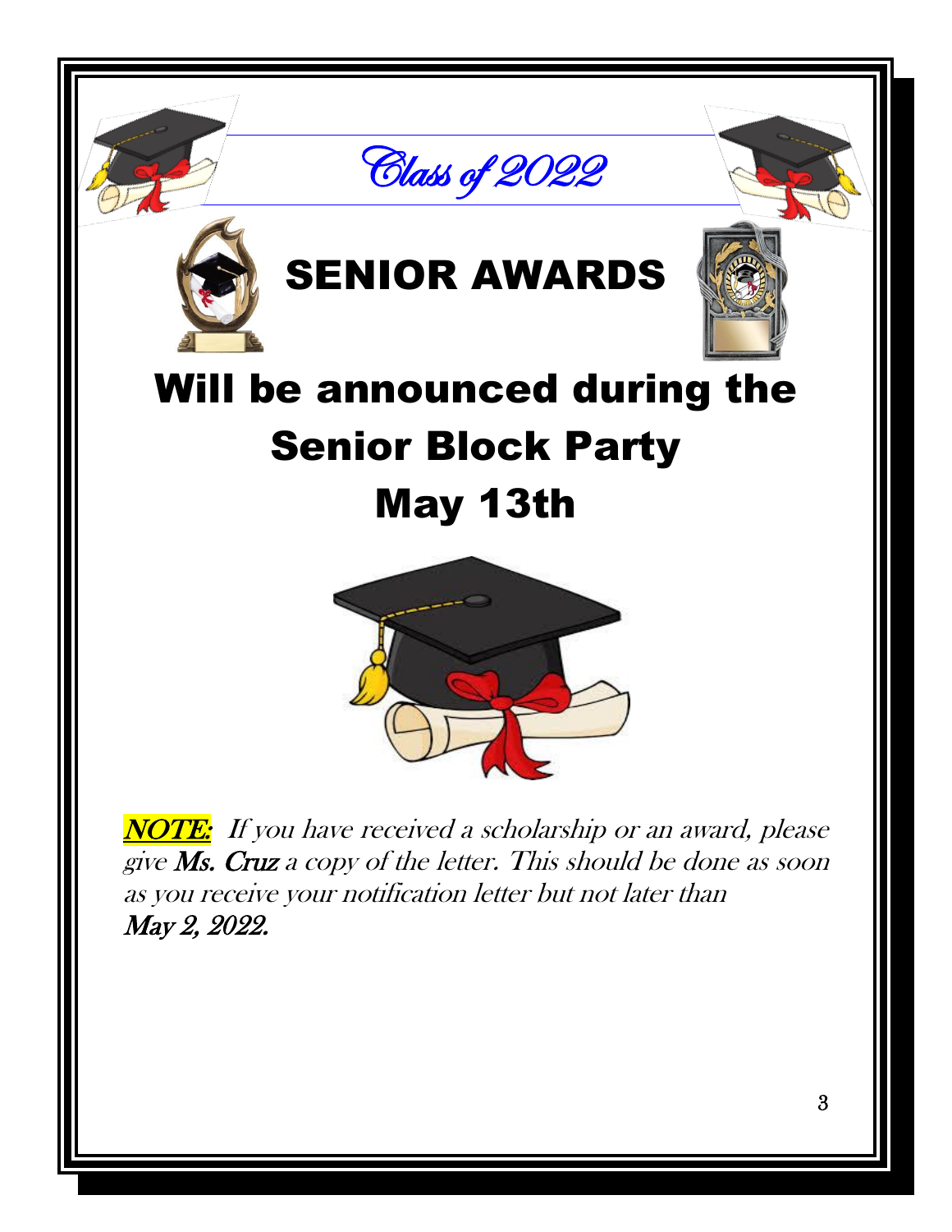*Class of 2022*

# SENIOR AWARDS

## Will be announced during the Senior Block Party May 13th

***NOTE:*** *If you have received a scholarship or an award, please give* ***Ms. Cruz*** *a copy of the letter. This should be done as soon as you receive your notification letter but not later than* ***May 2, 2022.***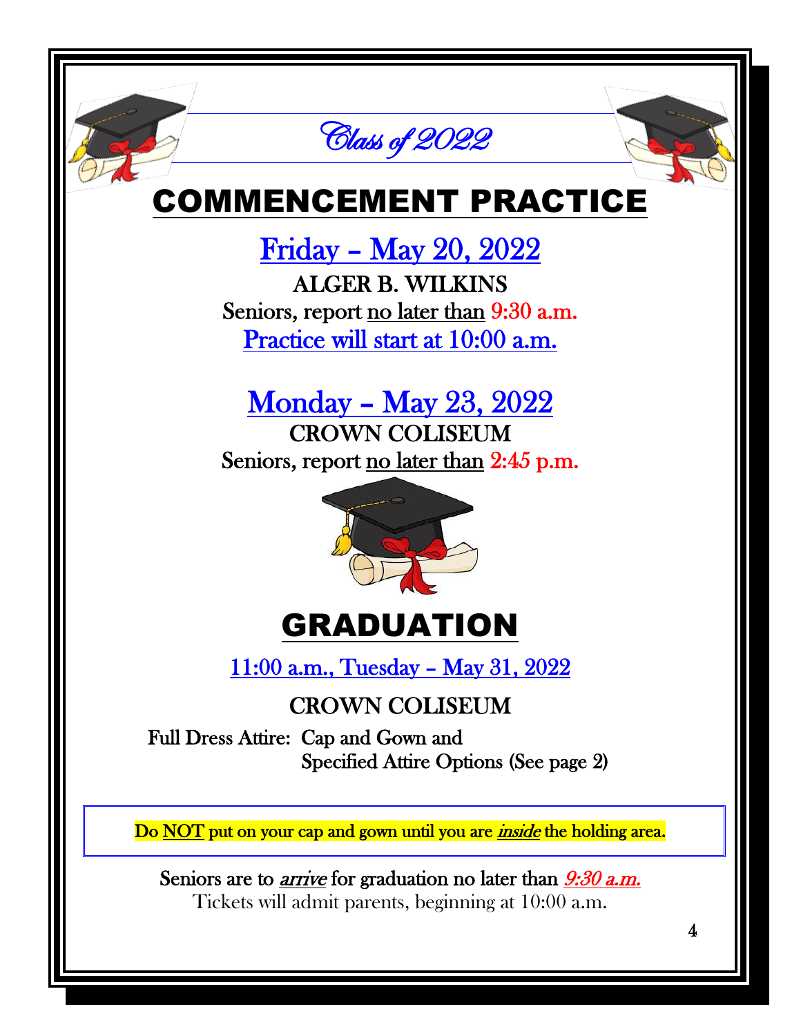*Class of 2022*

# COMMENCEMENT PRACTICE

## Friday – May 20, 2022

**ALGER B. WILKINS**

Seniors, report no later than 9:30 a.m.

Practice will start at 10:00 a.m.

## Monday – May 23, 2022

**CROWN COLISEUM**

Seniors, report no later than 2:45 p.m.

# GRADUATION

11:00 a.m., Tuesday – May 31, 2022

**CROWN COLISEUM**

Full Dress Attire: Cap and Gown and
Specified Attire Options (See page 2)

Do NOT put on your cap and gown until you are *inside* the holding area.

Seniors are to *arrive* for graduation no later than *9:30 a.m.*

Tickets will admit parents, beginning at 10:00 a.m.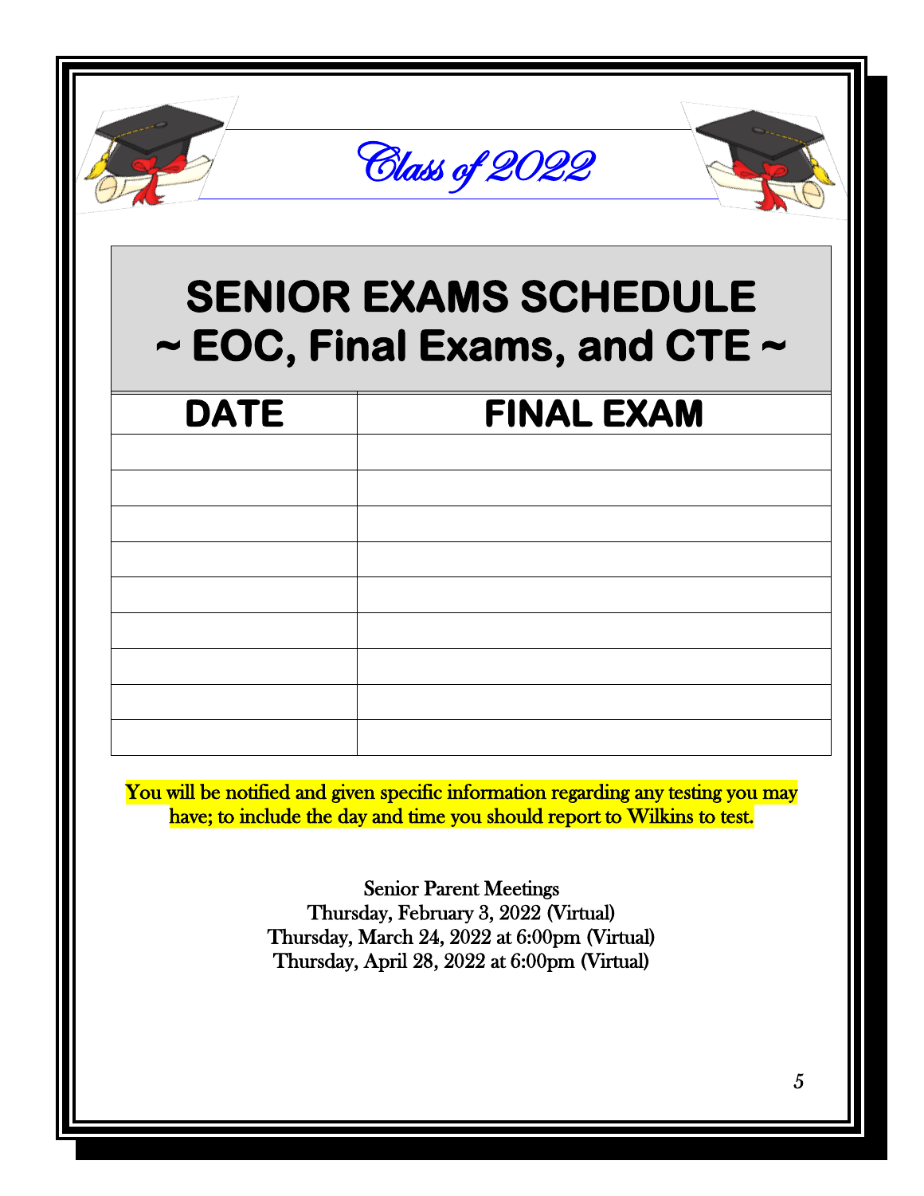*Class of 2022*

# SENIOR EXAMS SCHEDULE
# ~ EOC, Final Exams, and CTE ~

| DATE | FINAL EXAM |
|---|---|
| | |
| | |
| | |
| | |
| | |
| | |
| | |
| | |
| | |

You will be notified and given specific information regarding any testing you may have; to include the day and time you should report to Wilkins to test.

Senior Parent Meetings
Thursday, February 3, 2022 (Virtual)
Thursday, March 24, 2022 at 6:00pm (Virtual)
Thursday, April 28, 2022 at 6:00pm (Virtual)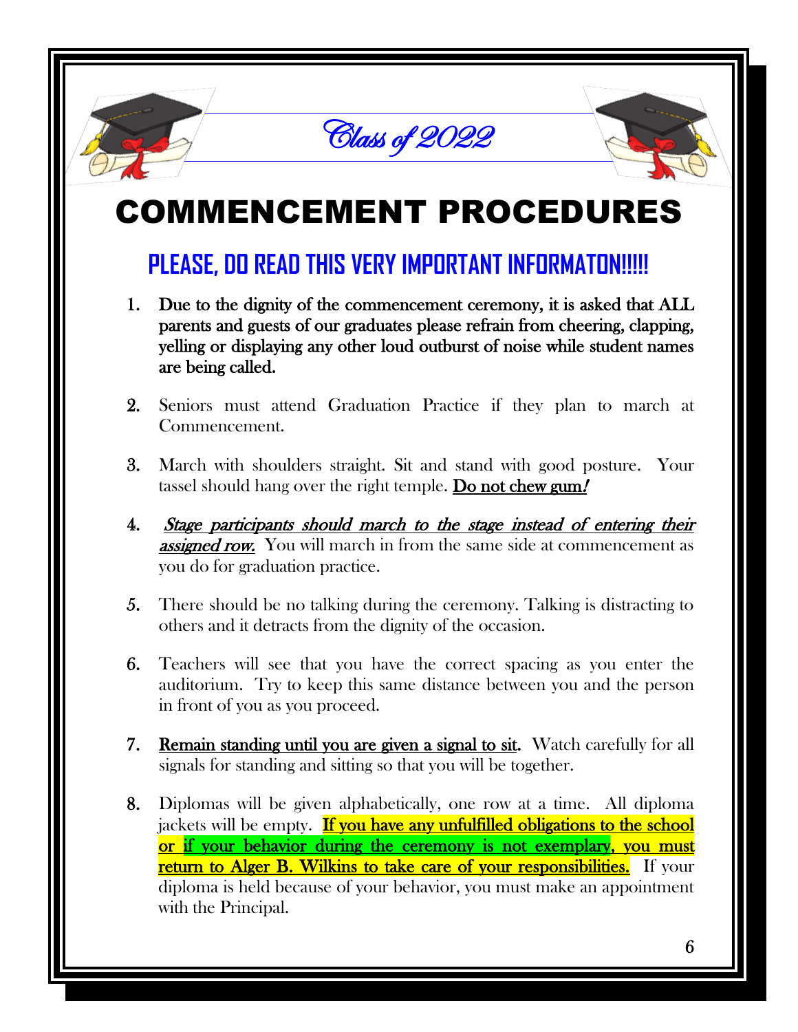Class of 2022

# COMMENCEMENT PROCEDURES

## PLEASE, DO READ THIS VERY IMPORTANT INFORMATON!!!!!

1. **Due to the dignity of the commencement ceremony, it is asked that ALL parents and guests of our graduates please refrain from cheering, clapping, yelling or displaying any other loud outburst of noise while student names are being called.**

2. Seniors must attend Graduation Practice if they plan to march at Commencement.

3. March with shoulders straight. Sit and stand with good posture. Your tassel should hang over the right temple. <u>**Do not chew gum**</u>***!***

4. <u>***Stage participants should march to the stage instead of entering their assigned row.***</u> You will march in from the same side at commencement as you do for graduation practice.

5. There should be no talking during the ceremony. Talking is distracting to others and it detracts from the dignity of the occasion.

6. Teachers will see that you have the correct spacing as you enter the auditorium. Try to keep this same distance between you and the person in front of you as you proceed.

7. <u>**Remain standing until you are given a signal to sit**</u>**.** Watch carefully for all signals for standing and sitting so that you will be together.

8. Diplomas will be given alphabetically, one row at a time. All diploma jackets will be empty. <u>**If you have any unfulfilled obligations to the school or if your behavior during the ceremony is not exemplary, you must return to Alger B. Wilkins to take care of your responsibilities.**</u> If your diploma is held because of your behavior, you must make an appointment with the Principal.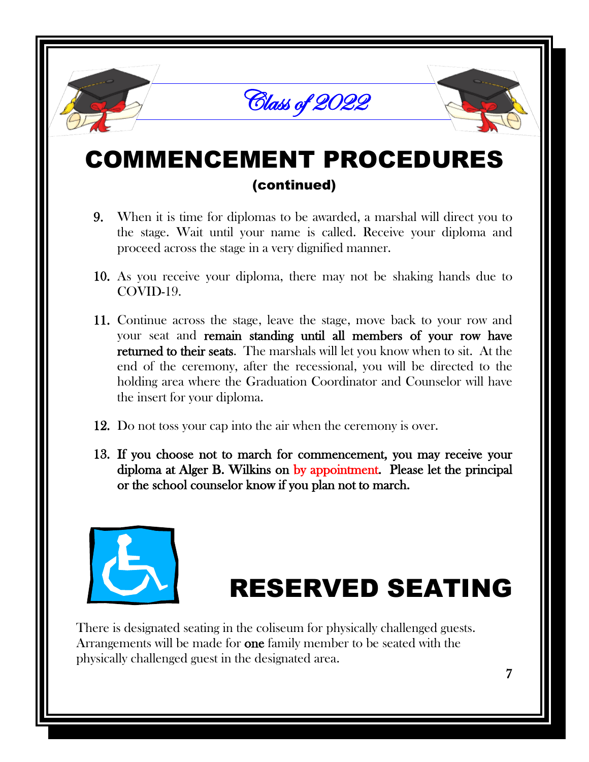*Class of 2022*

# COMMENCEMENT PROCEDURES

**(continued)**

9. When it is time for diplomas to be awarded, a marshal will direct you to the stage. Wait until your name is called. Receive your diploma and proceed across the stage in a very dignified manner.

10. As you receive your diploma, there may not be shaking hands due to COVID-19.

11. Continue across the stage, leave the stage, move back to your row and your seat and **remain standing until all members of your row have returned to their seats**. The marshals will let you know when to sit. At the end of the ceremony, after the recessional, you will be directed to the holding area where the Graduation Coordinator and Counselor will have the insert for your diploma.

12. Do not toss your cap into the air when the ceremony is over.

13. **If you choose not to march for commencement, you may receive your diploma at Alger B. Wilkins on by appointment. Please let the principal or the school counselor know if you plan not to march.**

# RESERVED SEATING

There is designated seating in the coliseum for physically challenged guests. Arrangements will be made for **one** family member to be seated with the physically challenged guest in the designated area.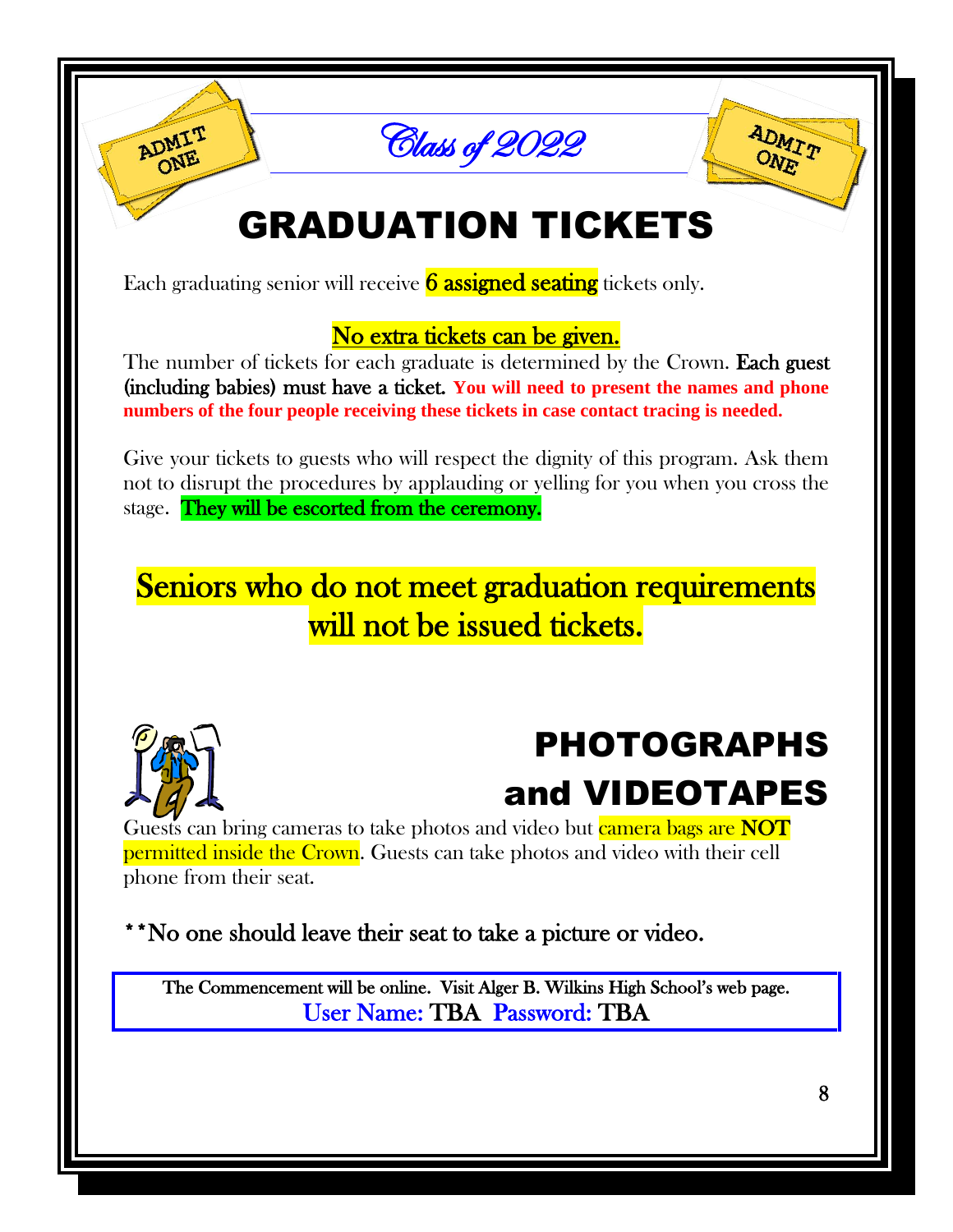*Class of 2022*

# GRADUATION TICKETS

Each graduating senior will receive **6 assigned seating** tickets only.

**No extra tickets can be given.**

The number of tickets for each graduate is determined by the Crown. **Each guest (including babies) must have a ticket.** **You will need to present the names and phone numbers of the four people receiving these tickets in case contact tracing is needed.**

Give your tickets to guests who will respect the dignity of this program. Ask them not to disrupt the procedures by applauding or yelling for you when you cross the stage. **They will be escorted from the ceremony.**

## Seniors who do not meet graduation requirements will not be issued tickets.

# PHOTOGRAPHS and VIDEOTAPES

Guests can bring cameras to take photos and video but camera bags are **NOT** permitted inside the Crown. Guests can take photos and video with their cell phone from their seat.

**No one should leave their seat to take a picture or video.

The Commencement will be online. Visit Alger B. Wilkins High School's web page.
User Name: TBA Password: TBA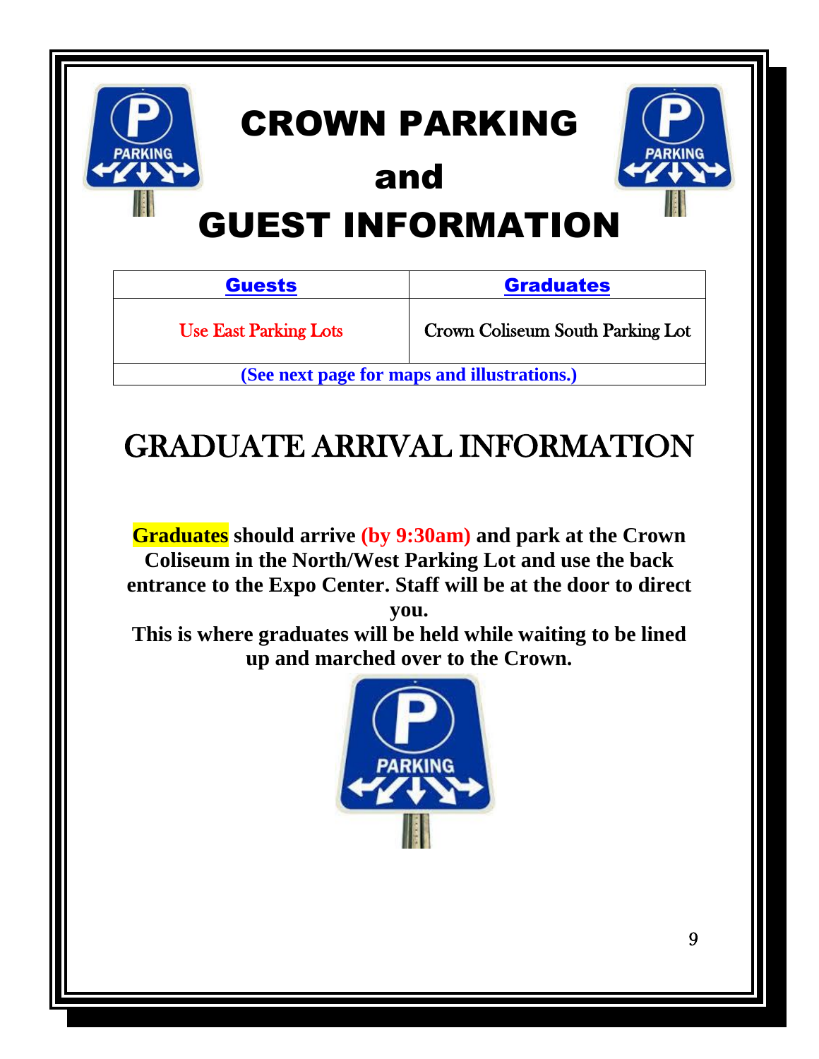# CROWN PARKING and GUEST INFORMATION

| Guests | Graduates |
| --- | --- |
| Use East Parking Lots | Crown Coliseum South Parking Lot |
| (See next page for maps and illustrations.) | |

# GRADUATE ARRIVAL INFORMATION

**Graduates should arrive (by 9:30am) and park at the Crown Coliseum in the North/West Parking Lot and use the back entrance to the Expo Center. Staff will be at the door to direct you.**

**This is where graduates will be held while waiting to be lined up and marched over to the Crown.**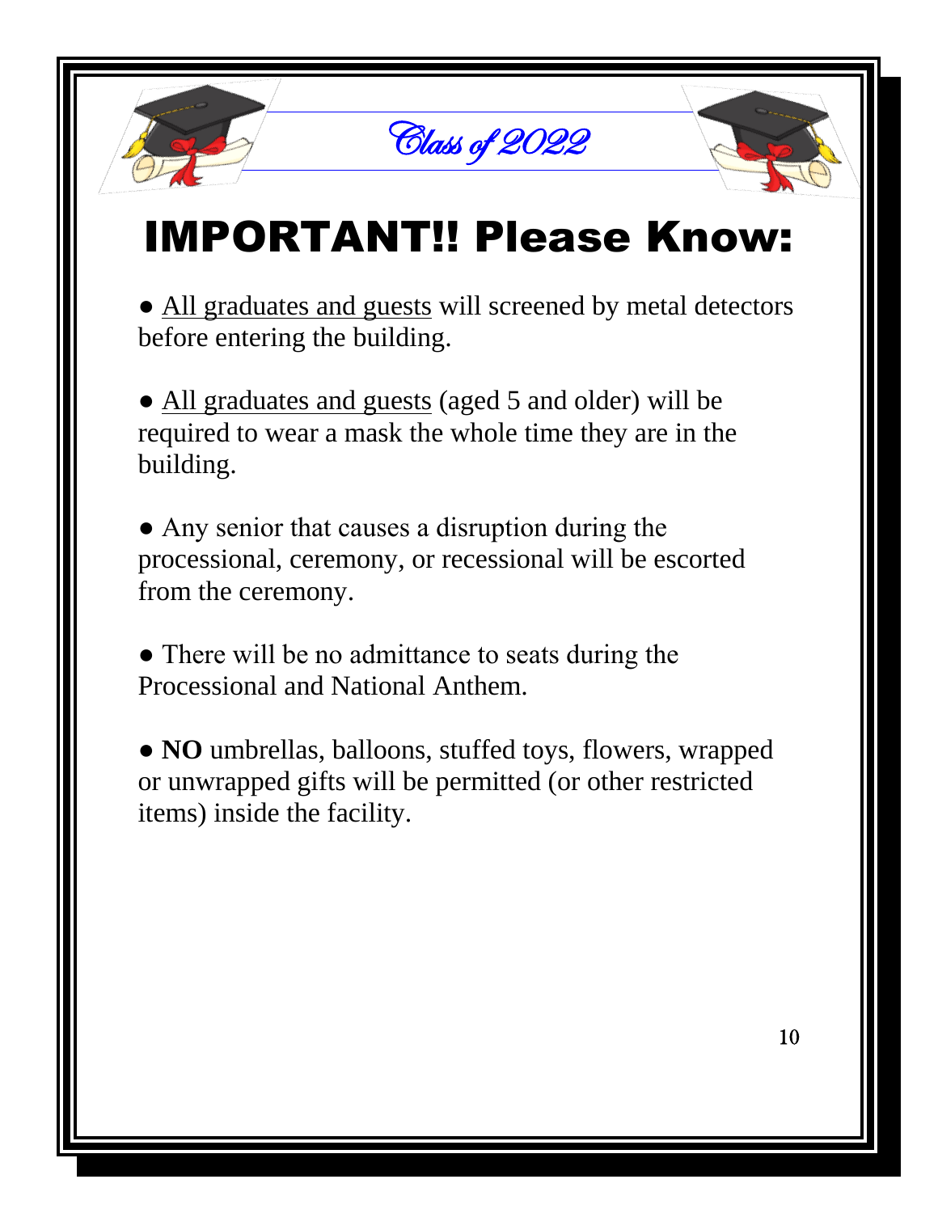Class of 2022

# IMPORTANT!! Please Know:

- All graduates and guests will screened by metal detectors before entering the building.

- All graduates and guests (aged 5 and older) will be required to wear a mask the whole time they are in the building.

- Any senior that causes a disruption during the processional, ceremony, or recessional will be escorted from the ceremony.

- There will be no admittance to seats during the Processional and National Anthem.

- **NO** umbrellas, balloons, stuffed toys, flowers, wrapped or unwrapped gifts will be permitted (or other restricted items) inside the facility.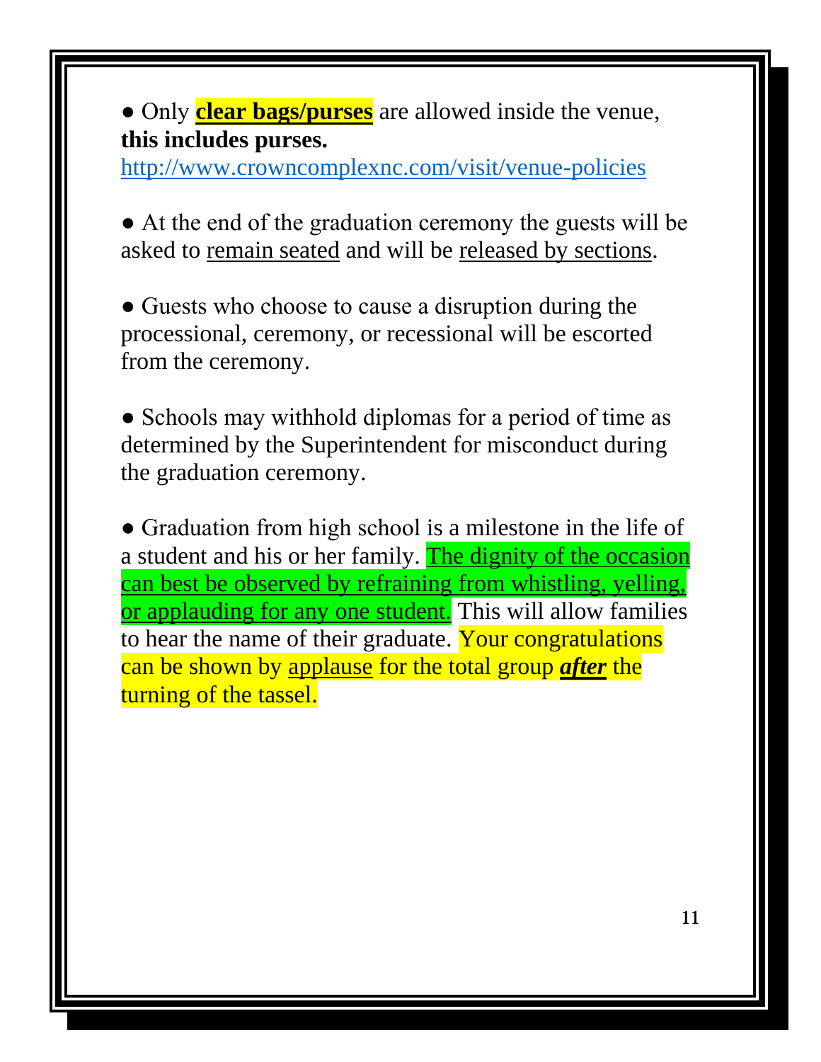- Only **clear bags/purses** are allowed inside the venue, **this includes purses.** http://www.crowncomplexnc.com/visit/venue-policies

- At the end of the graduation ceremony the guests will be asked to remain seated and will be released by sections.

- Guests who choose to cause a disruption during the processional, ceremony, or recessional will be escorted from the ceremony.

- Schools may withhold diplomas for a period of time as determined by the Superintendent for misconduct during the graduation ceremony.

- Graduation from high school is a milestone in the life of a student and his or her family. The dignity of the occasion can best be observed by refraining from whistling, yelling, or applauding for any one student. This will allow families to hear the name of their graduate. Your congratulations can be shown by applause for the total group ***after*** the turning of the tassel.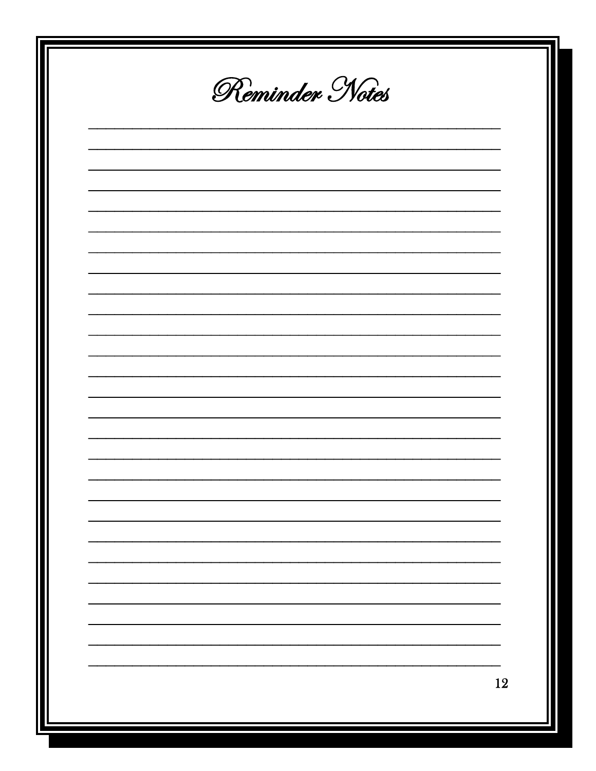# Reminder Notes